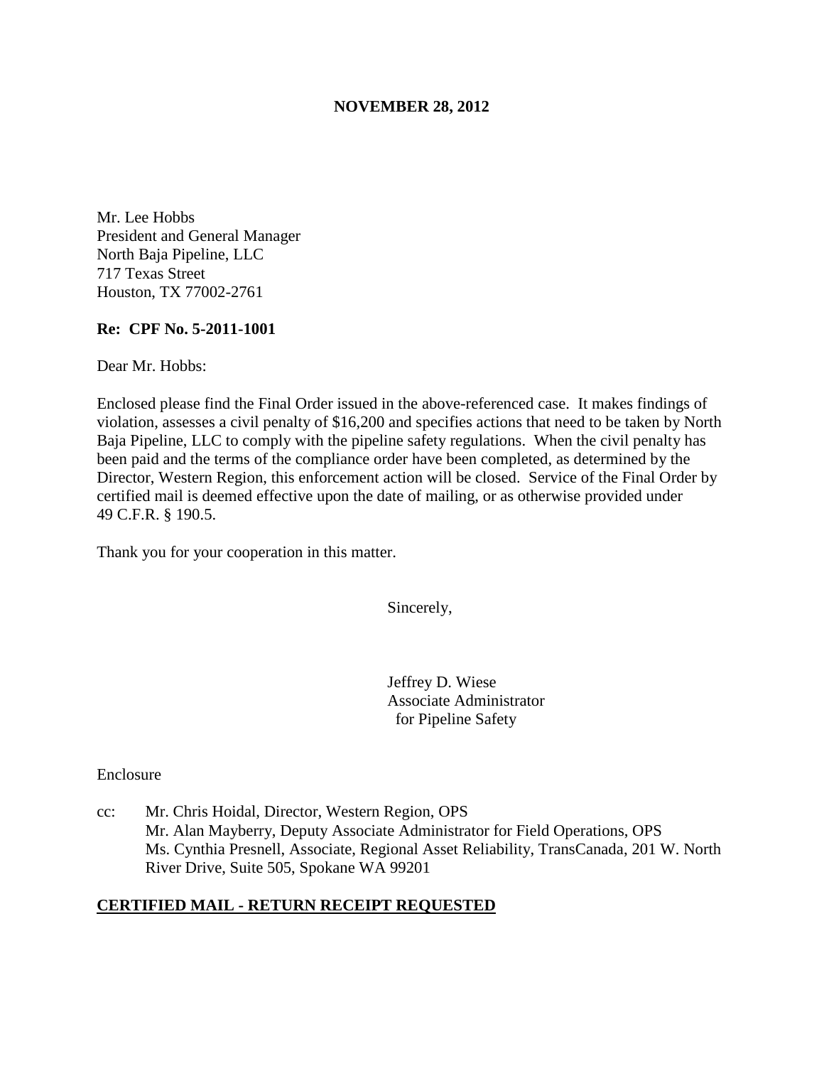**NOVEMBER 28, 2012**

Mr. Lee Hobbs
President and General Manager
North Baja Pipeline, LLC
717 Texas Street
Houston, TX 77002-2761

**Re: CPF No. 5-2011-1001**

Dear Mr. Hobbs:

Enclosed please find the Final Order issued in the above-referenced case. It makes findings of violation, assesses a civil penalty of $16,200 and specifies actions that need to be taken by North Baja Pipeline, LLC to comply with the pipeline safety regulations. When the civil penalty has been paid and the terms of the compliance order have been completed, as determined by the Director, Western Region, this enforcement action will be closed. Service of the Final Order by certified mail is deemed effective upon the date of mailing, or as otherwise provided under 49 C.F.R. § 190.5.

Thank you for your cooperation in this matter.

Sincerely,

Jeffrey D. Wiese
Associate Administrator
for Pipeline Safety

Enclosure

cc: Mr. Chris Hoidal, Director, Western Region, OPS
Mr. Alan Mayberry, Deputy Associate Administrator for Field Operations, OPS
Ms. Cynthia Presnell, Associate, Regional Asset Reliability, TransCanada, 201 W. North River Drive, Suite 505, Spokane WA 99201

**CERTIFIED MAIL - RETURN RECEIPT REQUESTED**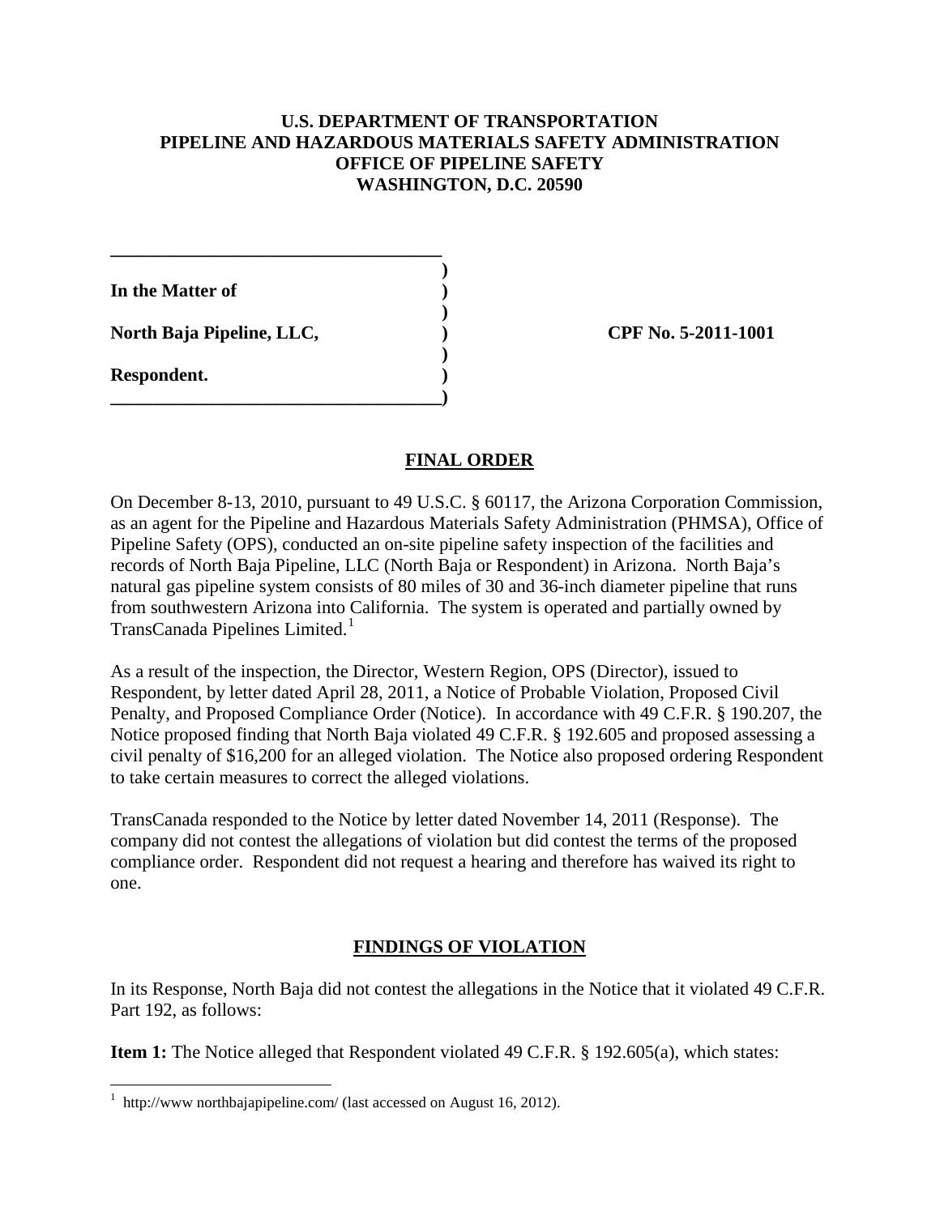**U.S. DEPARTMENT OF TRANSPORTATION**
**PIPELINE AND HAZARDOUS MATERIALS SAFETY ADMINISTRATION**
**OFFICE OF PIPELINE SAFETY**
**WASHINGTON, D.C. 20590**

| | | |
|---|---|---|
| **In the Matter of** | ) | |
| | ) | |
| **North Baja Pipeline, LLC,** | ) | **CPF No. 5-2011-1001** |
| | ) | |
| **Respondent.** | ) | |

## FINAL ORDER

On December 8-13, 2010, pursuant to 49 U.S.C. § 60117, the Arizona Corporation Commission, as an agent for the Pipeline and Hazardous Materials Safety Administration (PHMSA), Office of Pipeline Safety (OPS), conducted an on-site pipeline safety inspection of the facilities and records of North Baja Pipeline, LLC (North Baja or Respondent) in Arizona. North Baja's natural gas pipeline system consists of 80 miles of 30 and 36-inch diameter pipeline that runs from southwestern Arizona into California. The system is operated and partially owned by TransCanada Pipelines Limited.[1]

As a result of the inspection, the Director, Western Region, OPS (Director), issued to Respondent, by letter dated April 28, 2011, a Notice of Probable Violation, Proposed Civil Penalty, and Proposed Compliance Order (Notice). In accordance with 49 C.F.R. § 190.207, the Notice proposed finding that North Baja violated 49 C.F.R. § 192.605 and proposed assessing a civil penalty of $16,200 for an alleged violation. The Notice also proposed ordering Respondent to take certain measures to correct the alleged violations.

TransCanada responded to the Notice by letter dated November 14, 2011 (Response). The company did not contest the allegations of violation but did contest the terms of the proposed compliance order. Respondent did not request a hearing and therefore has waived its right to one.

## FINDINGS OF VIOLATION

In its Response, North Baja did not contest the allegations in the Notice that it violated 49 C.F.R. Part 192, as follows:

**Item 1:** The Notice alleged that Respondent violated 49 C.F.R. § 192.605(a), which states:

---

[1] http://www northbajapipeline.com/ (last accessed on August 16, 2012).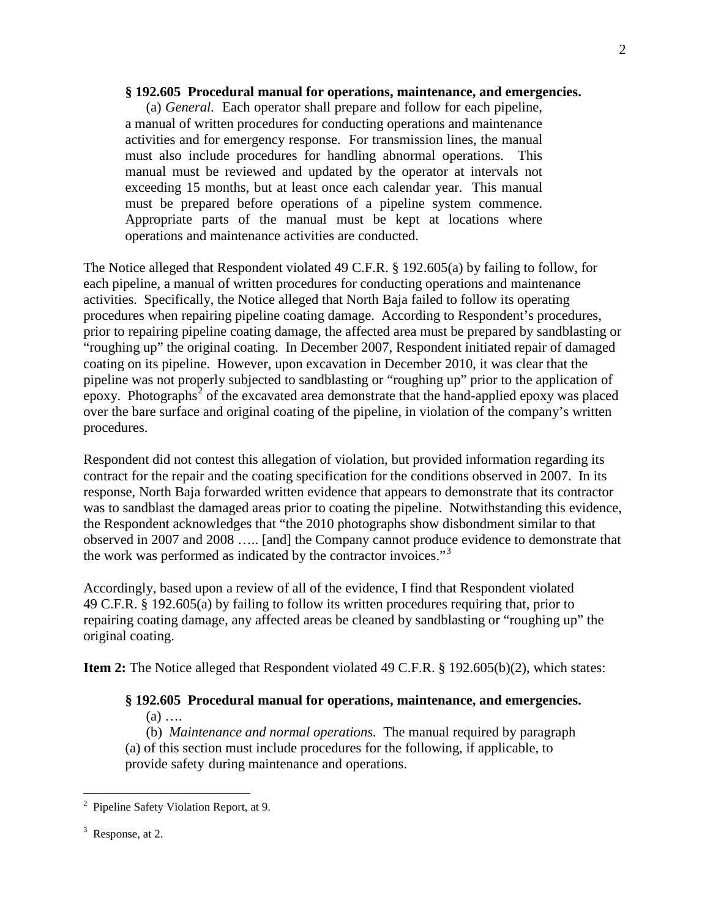**§ 192.605 Procedural manual for operations, maintenance, and emergencies.**

(a) *General*. Each operator shall prepare and follow for each pipeline, a manual of written procedures for conducting operations and maintenance activities and for emergency response. For transmission lines, the manual must also include procedures for handling abnormal operations. This manual must be reviewed and updated by the operator at intervals not exceeding 15 months, but at least once each calendar year. This manual must be prepared before operations of a pipeline system commence. Appropriate parts of the manual must be kept at locations where operations and maintenance activities are conducted.

The Notice alleged that Respondent violated 49 C.F.R. § 192.605(a) by failing to follow, for each pipeline, a manual of written procedures for conducting operations and maintenance activities. Specifically, the Notice alleged that North Baja failed to follow its operating procedures when repairing pipeline coating damage. According to Respondent's procedures, prior to repairing pipeline coating damage, the affected area must be prepared by sandblasting or "roughing up" the original coating. In December 2007, Respondent initiated repair of damaged coating on its pipeline. However, upon excavation in December 2010, it was clear that the pipeline was not properly subjected to sandblasting or "roughing up" prior to the application of epoxy. Photographs[2] of the excavated area demonstrate that the hand-applied epoxy was placed over the bare surface and original coating of the pipeline, in violation of the company's written procedures.

Respondent did not contest this allegation of violation, but provided information regarding its contract for the repair and the coating specification for the conditions observed in 2007. In its response, North Baja forwarded written evidence that appears to demonstrate that its contractor was to sandblast the damaged areas prior to coating the pipeline. Notwithstanding this evidence, the Respondent acknowledges that "the 2010 photographs show disbondment similar to that observed in 2007 and 2008 ….. [and] the Company cannot produce evidence to demonstrate that the work was performed as indicated by the contractor invoices."[3]

Accordingly, based upon a review of all of the evidence, I find that Respondent violated 49 C.F.R. § 192.605(a) by failing to follow its written procedures requiring that, prior to repairing coating damage, any affected areas be cleaned by sandblasting or "roughing up" the original coating.

**Item 2:** The Notice alleged that Respondent violated 49 C.F.R. § 192.605(b)(2), which states:

**§ 192.605 Procedural manual for operations, maintenance, and emergencies.**

(a) ….

(b) *Maintenance and normal operations.* The manual required by paragraph (a) of this section must include procedures for the following, if applicable, to provide safety during maintenance and operations.

---

[2] Pipeline Safety Violation Report, at 9.

[3] Response, at 2.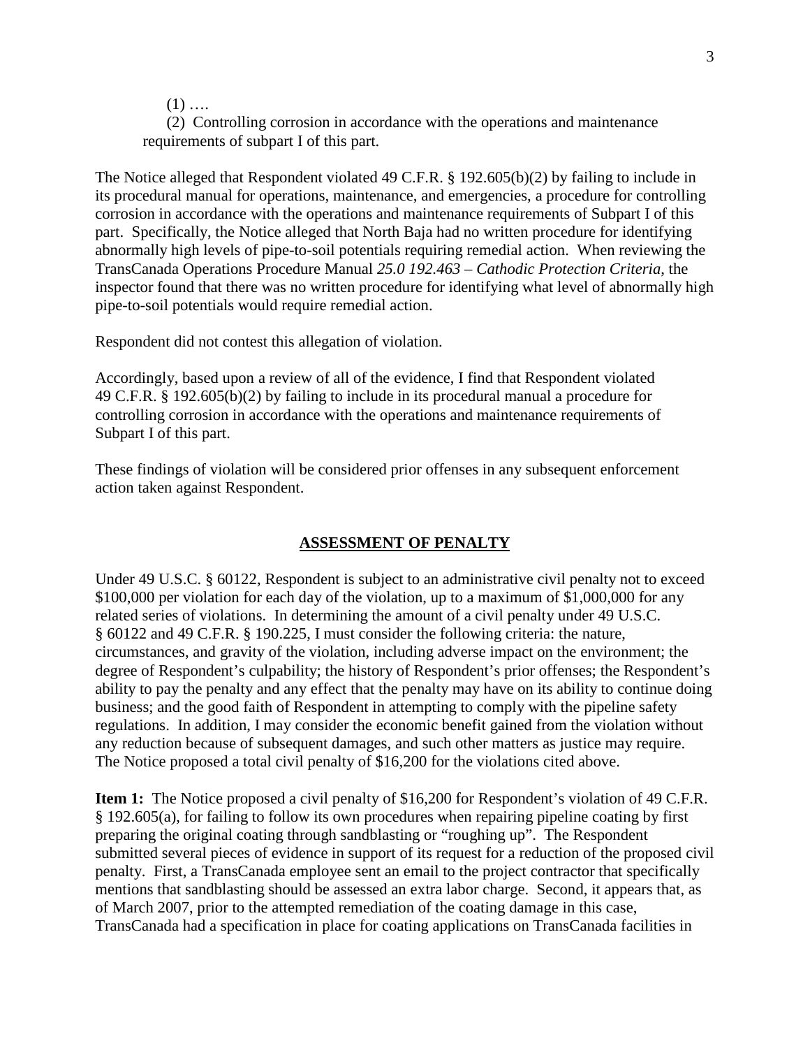(1) ….

(2) Controlling corrosion in accordance with the operations and maintenance requirements of subpart I of this part.

The Notice alleged that Respondent violated 49 C.F.R. § 192.605(b)(2) by failing to include in its procedural manual for operations, maintenance, and emergencies, a procedure for controlling corrosion in accordance with the operations and maintenance requirements of Subpart I of this part. Specifically, the Notice alleged that North Baja had no written procedure for identifying abnormally high levels of pipe-to-soil potentials requiring remedial action. When reviewing the TransCanada Operations Procedure Manual *25.0 192.463 – Cathodic Protection Criteria*, the inspector found that there was no written procedure for identifying what level of abnormally high pipe-to-soil potentials would require remedial action.

Respondent did not contest this allegation of violation.

Accordingly, based upon a review of all of the evidence, I find that Respondent violated 49 C.F.R. § 192.605(b)(2) by failing to include in its procedural manual a procedure for controlling corrosion in accordance with the operations and maintenance requirements of Subpart I of this part.

These findings of violation will be considered prior offenses in any subsequent enforcement action taken against Respondent.

## ASSESSMENT OF PENALTY

Under 49 U.S.C. § 60122, Respondent is subject to an administrative civil penalty not to exceed $100,000 per violation for each day of the violation, up to a maximum of $1,000,000 for any related series of violations. In determining the amount of a civil penalty under 49 U.S.C. § 60122 and 49 C.F.R. § 190.225, I must consider the following criteria: the nature, circumstances, and gravity of the violation, including adverse impact on the environment; the degree of Respondent's culpability; the history of Respondent's prior offenses; the Respondent's ability to pay the penalty and any effect that the penalty may have on its ability to continue doing business; and the good faith of Respondent in attempting to comply with the pipeline safety regulations. In addition, I may consider the economic benefit gained from the violation without any reduction because of subsequent damages, and such other matters as justice may require. The Notice proposed a total civil penalty of $16,200 for the violations cited above.

**Item 1:** The Notice proposed a civil penalty of $16,200 for Respondent's violation of 49 C.F.R. § 192.605(a), for failing to follow its own procedures when repairing pipeline coating by first preparing the original coating through sandblasting or "roughing up". The Respondent submitted several pieces of evidence in support of its request for a reduction of the proposed civil penalty. First, a TransCanada employee sent an email to the project contractor that specifically mentions that sandblasting should be assessed an extra labor charge. Second, it appears that, as of March 2007, prior to the attempted remediation of the coating damage in this case, TransCanada had a specification in place for coating applications on TransCanada facilities in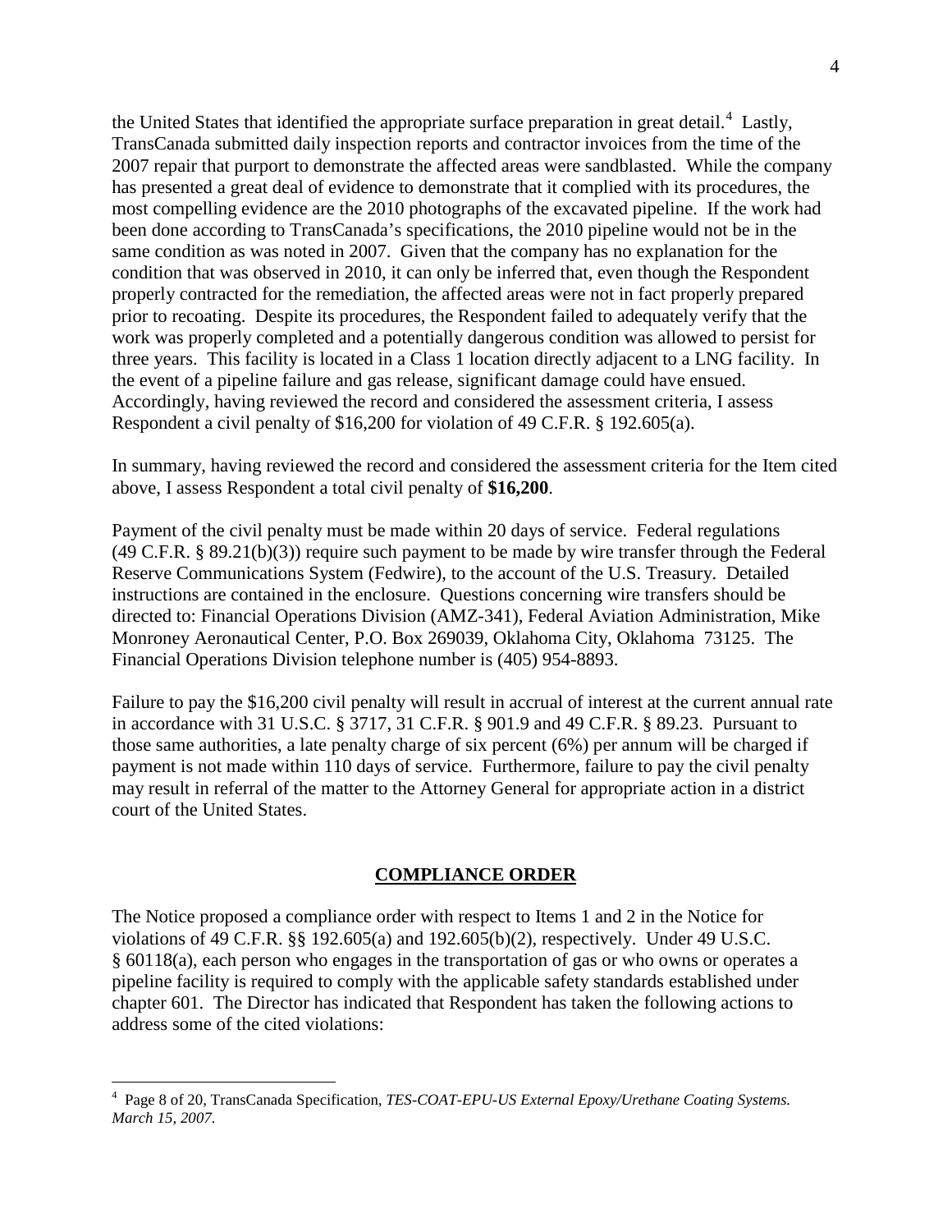the United States that identified the appropriate surface preparation in great detail.[4] Lastly, TransCanada submitted daily inspection reports and contractor invoices from the time of the 2007 repair that purport to demonstrate the affected areas were sandblasted. While the company has presented a great deal of evidence to demonstrate that it complied with its procedures, the most compelling evidence are the 2010 photographs of the excavated pipeline. If the work had been done according to TransCanada's specifications, the 2010 pipeline would not be in the same condition as was noted in 2007. Given that the company has no explanation for the condition that was observed in 2010, it can only be inferred that, even though the Respondent properly contracted for the remediation, the affected areas were not in fact properly prepared prior to recoating. Despite its procedures, the Respondent failed to adequately verify that the work was properly completed and a potentially dangerous condition was allowed to persist for three years. This facility is located in a Class 1 location directly adjacent to a LNG facility. In the event of a pipeline failure and gas release, significant damage could have ensued. Accordingly, having reviewed the record and considered the assessment criteria, I assess Respondent a civil penalty of $16,200 for violation of 49 C.F.R. § 192.605(a).

In summary, having reviewed the record and considered the assessment criteria for the Item cited above, I assess Respondent a total civil penalty of **$16,200**.

Payment of the civil penalty must be made within 20 days of service. Federal regulations (49 C.F.R. § 89.21(b)(3)) require such payment to be made by wire transfer through the Federal Reserve Communications System (Fedwire), to the account of the U.S. Treasury. Detailed instructions are contained in the enclosure. Questions concerning wire transfers should be directed to: Financial Operations Division (AMZ-341), Federal Aviation Administration, Mike Monroney Aeronautical Center, P.O. Box 269039, Oklahoma City, Oklahoma 73125. The Financial Operations Division telephone number is (405) 954-8893.

Failure to pay the $16,200 civil penalty will result in accrual of interest at the current annual rate in accordance with 31 U.S.C. § 3717, 31 C.F.R. § 901.9 and 49 C.F.R. § 89.23. Pursuant to those same authorities, a late penalty charge of six percent (6%) per annum will be charged if payment is not made within 110 days of service. Furthermore, failure to pay the civil penalty may result in referral of the matter to the Attorney General for appropriate action in a district court of the United States.

## COMPLIANCE ORDER

The Notice proposed a compliance order with respect to Items 1 and 2 in the Notice for violations of 49 C.F.R. §§ 192.605(a) and 192.605(b)(2), respectively. Under 49 U.S.C. § 60118(a), each person who engages in the transportation of gas or who owns or operates a pipeline facility is required to comply with the applicable safety standards established under chapter 601. The Director has indicated that Respondent has taken the following actions to address some of the cited violations:

[4] Page 8 of 20, TransCanada Specification, *TES-COAT-EPU-US External Epoxy/Urethane Coating Systems. March 15, 2007.*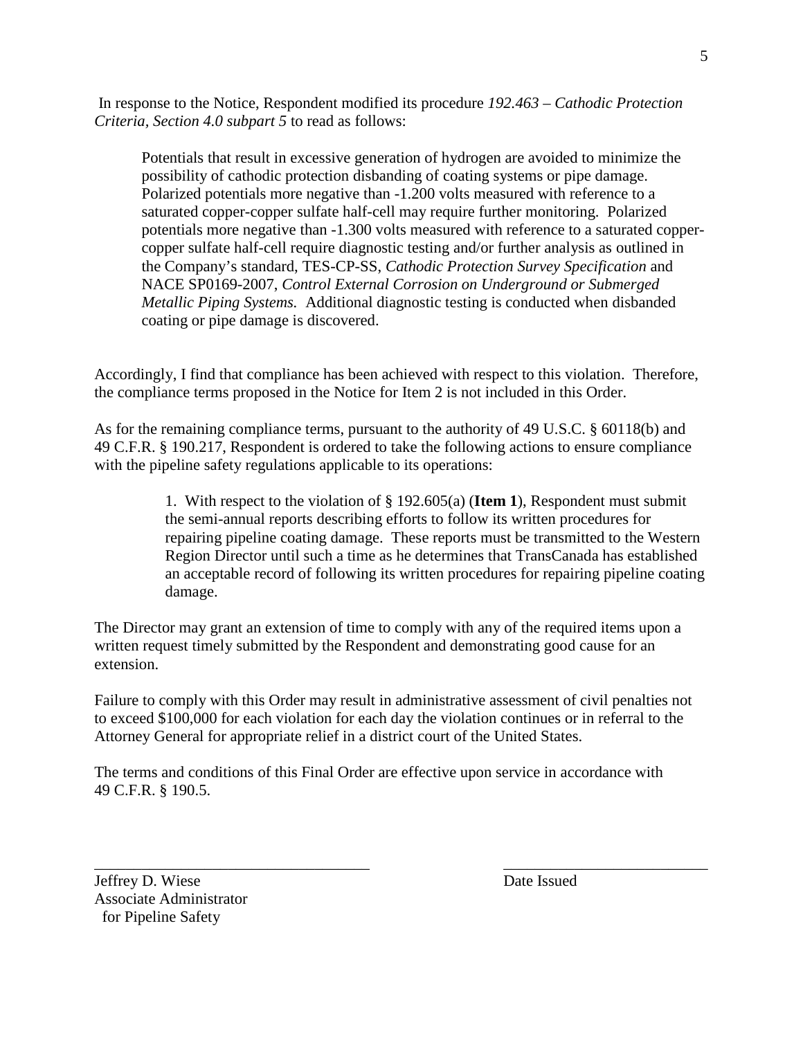In response to the Notice, Respondent modified its procedure *192.463 – Cathodic Protection Criteria, Section 4.0 subpart 5* to read as follows:

> Potentials that result in excessive generation of hydrogen are avoided to minimize the possibility of cathodic protection disbanding of coating systems or pipe damage. Polarized potentials more negative than -1.200 volts measured with reference to a saturated copper-copper sulfate half-cell may require further monitoring. Polarized potentials more negative than -1.300 volts measured with reference to a saturated copper-copper sulfate half-cell require diagnostic testing and/or further analysis as outlined in the Company's standard, TES-CP-SS, *Cathodic Protection Survey Specification* and NACE SP0169-2007, *Control External Corrosion on Underground or Submerged Metallic Piping Systems.* Additional diagnostic testing is conducted when disbanded coating or pipe damage is discovered.

Accordingly, I find that compliance has been achieved with respect to this violation. Therefore, the compliance terms proposed in the Notice for Item 2 is not included in this Order.

As for the remaining compliance terms, pursuant to the authority of 49 U.S.C. § 60118(b) and 49 C.F.R. § 190.217, Respondent is ordered to take the following actions to ensure compliance with the pipeline safety regulations applicable to its operations:

> 1. With respect to the violation of § 192.605(a) (**Item 1**), Respondent must submit the semi-annual reports describing efforts to follow its written procedures for repairing pipeline coating damage. These reports must be transmitted to the Western Region Director until such a time as he determines that TransCanada has established an acceptable record of following its written procedures for repairing pipeline coating damage.

The Director may grant an extension of time to comply with any of the required items upon a written request timely submitted by the Respondent and demonstrating good cause for an extension.

Failure to comply with this Order may result in administrative assessment of civil penalties not to exceed $100,000 for each violation for each day the violation continues or in referral to the Attorney General for appropriate relief in a district court of the United States.

The terms and conditions of this Final Order are effective upon service in accordance with 49 C.F.R. § 190.5.

\_\_\_\_\_\_\_\_\_\_\_\_\_\_\_\_\_\_\_\_\_\_\_\_\_\_\_\_\_\_\_\_\_\_\_

Jeffrey D. Wiese
Associate Administrator
for Pipeline Safety

\_\_\_\_\_\_\_\_\_\_\_\_\_\_\_\_\_\_\_\_\_\_\_\_\_\_

Date Issued